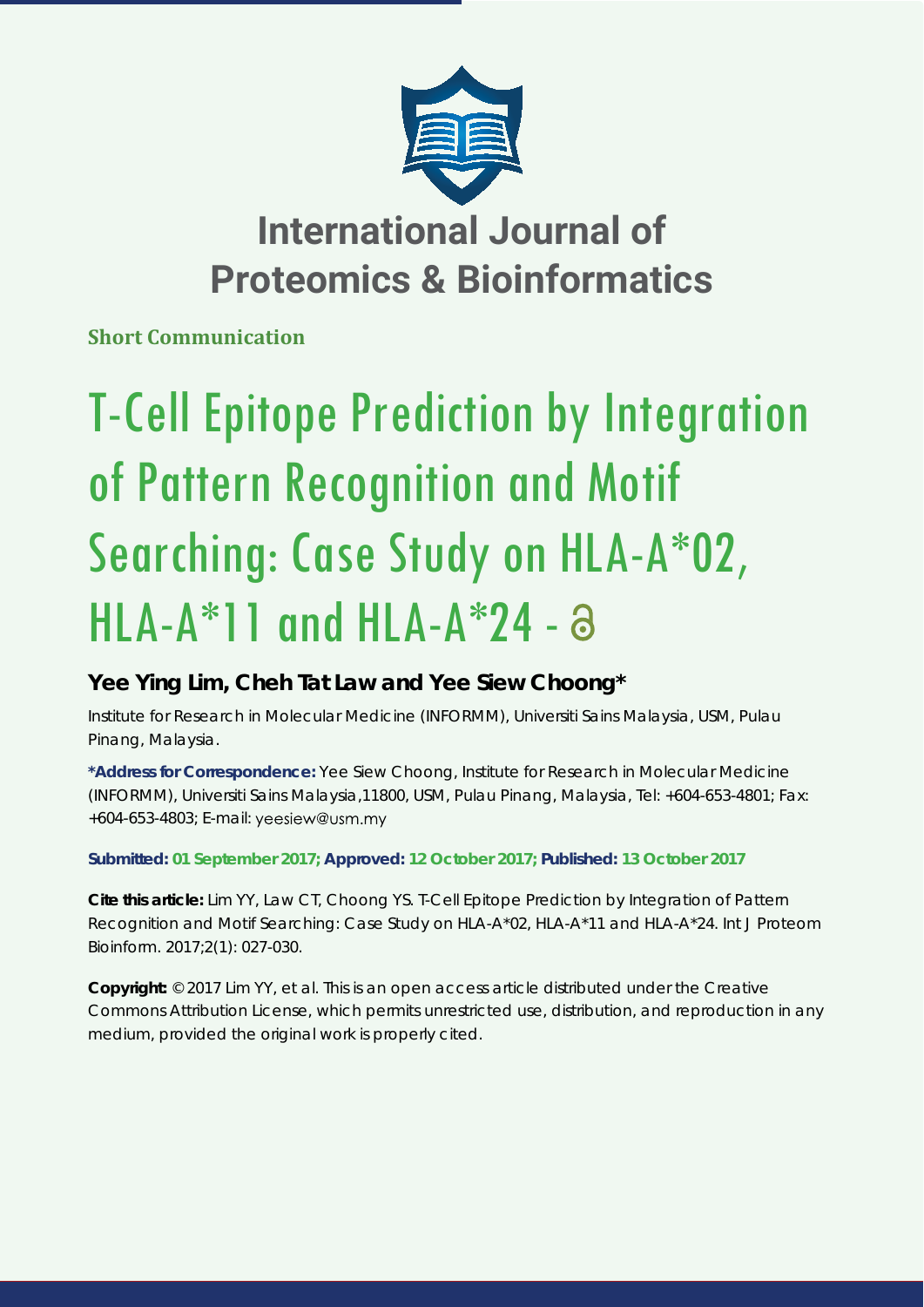# International Journal of Proteomics & Bioinformatics

**Short Communication**

# T-Cell Epitope Prediction by Integration of Pattern Recognition and Motif Searching: Case Study on HLA-A*02, HLA-A*11 and HLA-A*24

**Yee Ying Lim, Cheh Tat Law and Yee Siew Choong***

Institute for Research in Molecular Medicine (INFORMM), Universiti Sains Malaysia, USM, Pulau Pinang, Malaysia.

**\*Address for Correspondence:** Yee Siew Choong, Institute for Research in Molecular Medicine (INFORMM), Universiti Sains Malaysia,11800, USM, Pulau Pinang, Malaysia, Tel: +604-653-4801; Fax: +604-653-4803; E-mail: yeesiew@usm.my

**Submitted: 01 September 2017; Approved: 12 October 2017; Published: 13 October 2017**

**Cite this article:** Lim YY, Law CT, Choong YS. T-Cell Epitope Prediction by Integration of Pattern Recognition and Motif Searching: Case Study on HLA-A*02, HLA-A*11 and HLA-A*24. Int J Proteom Bioinform. 2017;2(1): 027-030.

**Copyright:** © 2017 Lim YY, et al. This is an open access article distributed under the Creative Commons Attribution License, which permits unrestricted use, distribution, and reproduction in any medium, provided the original work is properly cited.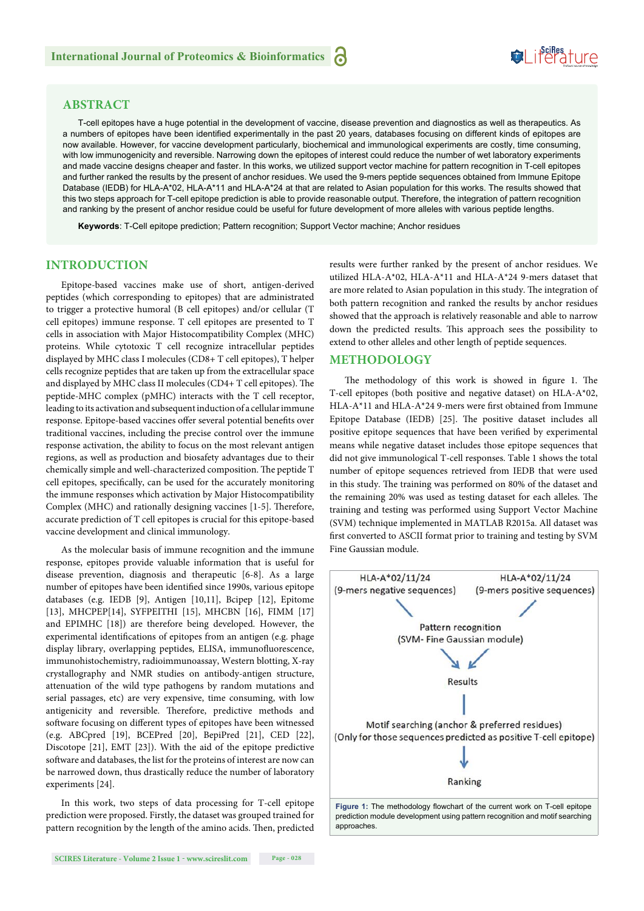## ABSTRACT

T-cell epitopes have a huge potential in the development of vaccine, disease prevention and diagnostics as well as therapeutics. As a numbers of epitopes have been identified experimentally in the past 20 years, databases focusing on different kinds of epitopes are now available. However, for vaccine development particularly, biochemical and immunological experiments are costly, time consuming, with low immunogenicity and reversible. Narrowing down the epitopes of interest could reduce the number of wet laboratory experiments and made vaccine designs cheaper and faster. In this works, we utilized support vector machine for pattern recognition in T-cell epitopes and further ranked the results by the present of anchor residues. We used the 9-mers peptide sequences obtained from Immune Epitope Database (IEDB) for HLA-A*02, HLA-A*11 and HLA-A*24 at that are related to Asian population for this works. The results showed that this two steps approach for T-cell epitope prediction is able to provide reasonable output. Therefore, the integration of pattern recognition and ranking by the present of anchor residue could be useful for future development of more alleles with various peptide lengths.

**Keywords**: T-Cell epitope prediction; Pattern recognition; Support Vector machine; Anchor residues

## INTRODUCTION

Epitope-based vaccines make use of short, antigen-derived peptides (which corresponding to epitopes) that are administrated to trigger a protective humoral (B cell epitopes) and/or cellular (T cell epitopes) immune response. T cell epitopes are presented to T cells in association with Major Histocompatibility Complex (MHC) proteins. While cytotoxic T cell recognize intracellular peptides displayed by MHC class I molecules (CD8+ T cell epitopes), T helper cells recognize peptides that are taken up from the extracellular space and displayed by MHC class II molecules (CD4+ T cell epitopes). The peptide-MHC complex (pMHC) interacts with the T cell receptor, leading to its activation and subsequent induction of a cellular immune response. Epitope-based vaccines offer several potential benefits over traditional vaccines, including the precise control over the immune response activation, the ability to focus on the most relevant antigen regions, as well as production and biosafety advantages due to their chemically simple and well-characterized composition. The peptide T cell epitopes, specifically, can be used for the accurately monitoring the immune responses which activation by Major Histocompatibility Complex (MHC) and rationally designing vaccines [1-5]. Therefore, accurate prediction of T cell epitopes is crucial for this epitope-based vaccine development and clinical immunology.

As the molecular basis of immune recognition and the immune response, epitopes provide valuable information that is useful for disease prevention, diagnosis and therapeutic [6-8]. As a large number of epitopes have been identified since 1990s, various epitope databases (e.g. IEDB [9], Antigen [10,11], Bcipep [12], Epitome [13], MHCPEP[14], SYFPEITHI [15], MHCBN [16], FIMM [17] and EPIMHC [18]) are therefore being developed. However, the experimental identifications of epitopes from an antigen (e.g. phage display library, overlapping peptides, ELISA, immunofluorescence, immunohistochemistry, radioimmunoassay, Western blotting, X-ray crystallography and NMR studies on antibody-antigen structure, attenuation of the wild type pathogens by random mutations and serial passages, etc) are very expensive, time consuming, with low antigenicity and reversible. Therefore, predictive methods and software focusing on different types of epitopes have been witnessed (e.g. ABCpred [19], BCEPred [20], BepiPred [21], CED [22], Discotope [21], EMT [23]). With the aid of the epitope predictive software and databases, the list for the proteins of interest are now can be narrowed down, thus drastically reduce the number of laboratory experiments [24].

In this work, two steps of data processing for T-cell epitope prediction were proposed. Firstly, the dataset was grouped trained for pattern recognition by the length of the amino acids. Then, predicted results were further ranked by the present of anchor residues. We utilized HLA-A*02, HLA-A*11 and HLA-A*24 9-mers dataset that are more related to Asian population in this study. The integration of both pattern recognition and ranked the results by anchor residues showed that the approach is relatively reasonable and able to narrow down the predicted results. This approach sees the possibility to extend to other alleles and other length of peptide sequences.

## METHODOLOGY

The methodology of this work is showed in figure 1. The T-cell epitopes (both positive and negative dataset) on HLA-A*02, HLA-A*11 and HLA-A*24 9-mers were first obtained from Immune Epitope Database (IEDB) [25]. The positive dataset includes all positive epitope sequences that have been verified by experimental means while negative dataset includes those epitope sequences that did not give immunological T-cell responses. Table 1 shows the total number of epitope sequences retrieved from IEDB that were used in this study. The training was performed on 80% of the dataset and the remaining 20% was used as testing dataset for each alleles. The training and testing was performed using Support Vector Machine (SVM) technique implemented in MATLAB R2015a. All dataset was first converted to ASCII format prior to training and testing by SVM Fine Gaussian module.

HLA-A*02/11/24 (9-mers negative sequences) → Pattern recognition (SVM- Fine Gaussian module) ← HLA-A*02/11/24 (9-mers positive sequences)

Pattern recognition (SVM- Fine Gaussian module) → Results → Motif searching (anchor & preferred residues) (Only for those sequences predicted as positive T-cell epitope) → Ranking

**Figure 1:** The methodology flowchart of the current work on T-cell epitope prediction module development using pattern recognition and motif searching approaches.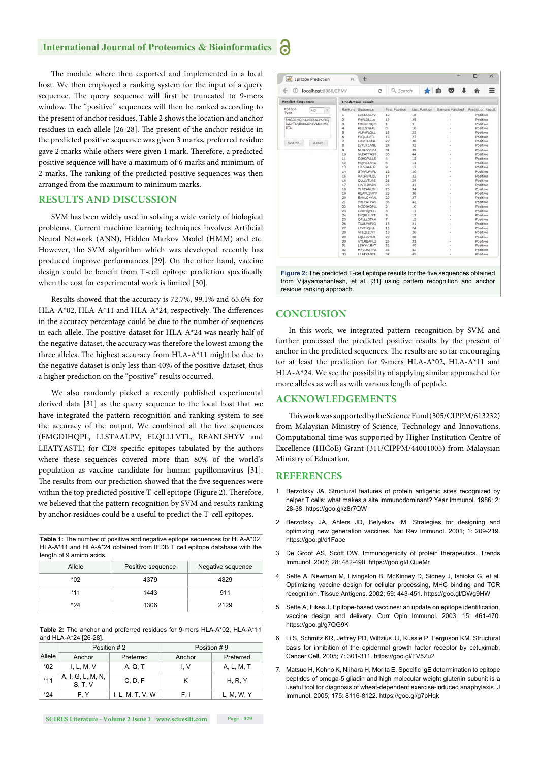The module where then exported and implemented in a local host. We then employed a ranking system for the input of a query sequence. The query sequence will first be truncated to 9-mers window. The "positive" sequences will then be ranked according to the present of anchor residues. Table 2 shows the location and anchor residues in each allele [26-28]. The present of the anchor residue in the predicted positive sequence was given 3 marks, preferred residue gave 2 marks while others were given 1 mark. Therefore, a predicted positive sequence will have a maximum of 6 marks and minimum of 2 marks. The ranking of the predicted positive sequences was then arranged from the maximum to minimum marks.

## RESULTS AND DISCUSSION

SVM has been widely used in solving a wide variety of biological problems. Current machine learning techniques involves Artificial Neural Network (ANN), Hidden Markov Model (HMM) and etc. However, the SVM algorithm which was developed recently has produced improve performances [29]. On the other hand, vaccine design could be benefit from T-cell epitope prediction specifically when the cost for experimental work is limited [30].

Results showed that the accuracy is 72.7%, 99.1% and 65.6% for HLA-A*02, HLA-A*11 and HLA-A*24, respectively. The differences in the accuracy percentage could be due to the number of sequences in each allele. The positive dataset for HLA-A*24 was nearly half of the negative dataset, the accuracy was therefore the lowest among the three alleles. The highest accuracy from HLA-A*11 might be due to the negative dataset is only less than 40% of the positive dataset, thus a higher prediction on the "positive" results occurred.

We also randomly picked a recently published experimental derived data [31] as the query sequence to the local host that we have integrated the pattern recognition and ranking system to see the accuracy of the output. We combined all the five sequences (FMGDIHQPL, LLSTAALPV, FLQLLVTL, REANLSHYV and LEATYASTL) for CD8 specific epitopes tabulated by the authors where these sequences covered more than 80% of the world's population as vaccine candidate for human papillomavirus [31]. The results from our prediction showed that the five sequences were within the top predicted positive T-cell epitope (Figure 2). Therefore, we believed that the pattern recognition by SVM and results ranking by anchor residues could be a useful to predict the T-cell epitopes.

**Table 1:** The number of positive and negative epitope sequences for HLA-A*02, HLA-A*11 and HLA-A*24 obtained from IEDB T cell epitope database with the length of 9 amino acids.

| Allele | Positive sequence | Negative sequence |
|---|---|---|
| *02 | 4379 | 4829 |
| *11 | 1443 | 911 |
| *24 | 1306 | 2129 |

**Table 2:** The anchor and preferred residues for 9-mers HLA-A*02, HLA-A*11 and HLA-A*24 [26-28].

| Allele | Position # 2 | | Position # 9 | |
|---|---|---|---|---|
| | Anchor | Preferred | Anchor | Preferred |
| *02 | I, L, M, V | A, Q, T | I, V | A, L, M, T |
| *11 | A, I, G, L, M, N, S, T, V | C, D, F | K | H, R, Y |
| *24 | F, Y | I, L, M, T, V, W | F, I | L, M, W, Y |

**Figure 2:** The predicted T-cell epitope results for the five sequences obtained from Vijayamahantesh, et al. [31] using pattern recognition and anchor residue ranking approach.

## CONCLUSION

In this work, we integrated pattern recognition by SVM and further processed the predicted positive results by the present of anchor in the predicted sequences. The results are so far encouraging for at least the prediction for 9-mers HLA-A*02, HLA-A*11 and HLA-A*24. We see the possibility of applying similar approached for more alleles as well as with various length of peptide.

## ACKNOWLEDGEMENTS

This work was supported by the Science Fund (305/CIPPM/613232) from Malaysian Ministry of Science, Technology and Innovations. Computational time was supported by Higher Institution Centre of Excellence (HICoE) Grant (311/CIPPM/44001005) from Malaysian Ministry of Education.

## REFERENCES

1. Berzofsky JA. Structural features of protein antigenic sites recognized by helper T cells: what makes a site immunodominant? Year Immunol. 1986; 2: 28-38. https://goo.gl/z8r7QW

2. Berzofsky JA, Ahlers JD, Belyakov IM. Strategies for designing and optimizing new generation vaccines. Nat Rev Immunol. 2001; 1: 209-219. https://goo.gl/d1Faoe

3. De Groot AS, Scott DW. Immunogenicity of protein therapeutics. Trends Immunol. 2007; 28: 482-490. https://goo.gl/LQueMr

4. Sette A, Newman M, Livingston B, McKinney D, Sidney J, Ishioka G, et al. Optimizing vaccine design for cellular processing, MHC binding and TCR recognition. Tissue Antigens. 2002; 59: 443-451. https://goo.gl/DWg9HW

5. Sette A, Fikes J. Epitope-based vaccines: an update on epitope identification, vaccine design and delivery. Curr Opin Immunol. 2003; 15: 461-470. https://goo.gl/g7QG9K

6. Li S, Schmitz KR, Jeffrey PD, Wiltzius JJ, Kussie P, Ferguson KM. Structural basis for inhibition of the epidermal growth factor receptor by cetuximab. Cancer Cell. 2005; 7: 301-311. https://goo.gl/FV5Zu2

7. Matsuo H, Kohno K, Niihara H, Morita E. Specific IgE determination to epitope peptides of omega-5 gliadin and high molecular weight glutenin subunit is a useful tool for diagnosis of wheat-dependent exercise-induced anaphylaxis. J Immunol. 2005; 175: 8116-8122. https://goo.gl/g7pHqk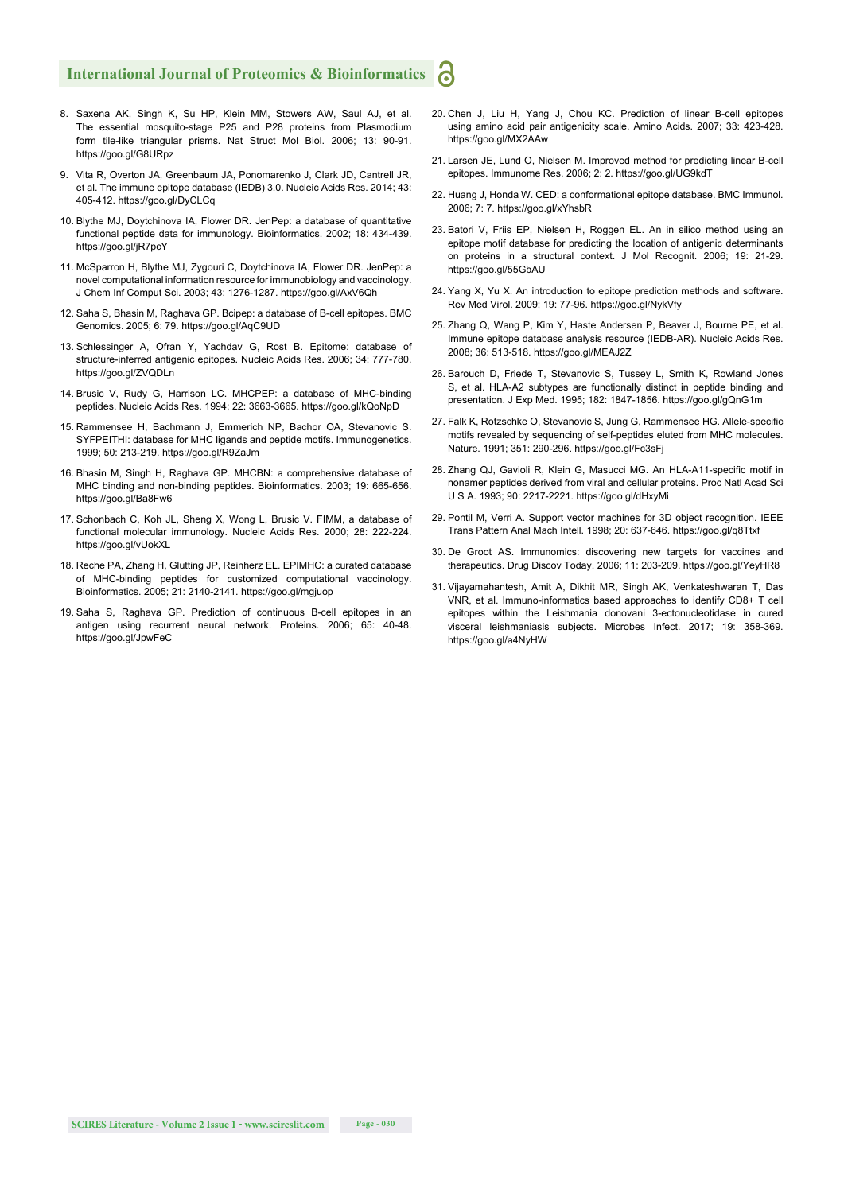8. Saxena AK, Singh K, Su HP, Klein MM, Stowers AW, Saul AJ, et al. The essential mosquito-stage P25 and P28 proteins from Plasmodium form tile-like triangular prisms. Nat Struct Mol Biol. 2006; 13: 90-91. https://goo.gl/G8URpz

9. Vita R, Overton JA, Greenbaum JA, Ponomarenko J, Clark JD, Cantrell JR, et al. The immune epitope database (IEDB) 3.0. Nucleic Acids Res. 2014; 43: 405-412. https://goo.gl/DyCLCq

10. Blythe MJ, Doytchinova IA, Flower DR. JenPep: a database of quantitative functional peptide data for immunology. Bioinformatics. 2002; 18: 434-439. https://goo.gl/jR7pcY

11. McSparron H, Blythe MJ, Zygouri C, Doytchinova IA, Flower DR. JenPep: a novel computational information resource for immunobiology and vaccinology. J Chem Inf Comput Sci. 2003; 43: 1276-1287. https://goo.gl/AxV6Qh

12. Saha S, Bhasin M, Raghava GP. Bcipep: a database of B-cell epitopes. BMC Genomics. 2005; 6: 79. https://goo.gl/AqC9UD

13. Schlessinger A, Ofran Y, Yachdav G, Rost B. Epitome: database of structure-inferred antigenic epitopes. Nucleic Acids Res. 2006; 34: 777-780. https://goo.gl/ZVQDLn

14. Brusic V, Rudy G, Harrison LC. MHCPEP: a database of MHC-binding peptides. Nucleic Acids Res. 1994; 22: 3663-3665. https://goo.gl/kQoNpD

15. Rammensee H, Bachmann J, Emmerich NP, Bachor OA, Stevanovic S. SYFPEITHI: database for MHC ligands and peptide motifs. Immunogenetics. 1999; 50: 213-219. https://goo.gl/R9ZaJm

16. Bhasin M, Singh H, Raghava GP. MHCBN: a comprehensive database of MHC binding and non-binding peptides. Bioinformatics. 2003; 19: 665-656. https://goo.gl/Ba8Fw6

17. Schonbach C, Koh JL, Sheng X, Wong L, Brusic V. FIMM, a database of functional molecular immunology. Nucleic Acids Res. 2000; 28: 222-224. https://goo.gl/vUokXL

18. Reche PA, Zhang H, Glutting JP, Reinherz EL. EPIMHC: a curated database of MHC-binding peptides for customized computational vaccinology. Bioinformatics. 2005; 21: 2140-2141. https://goo.gl/mgjuop

19. Saha S, Raghava GP. Prediction of continuous B-cell epitopes in an antigen using recurrent neural network. Proteins. 2006; 65: 40-48. https://goo.gl/JpwFeC

20. Chen J, Liu H, Yang J, Chou KC. Prediction of linear B-cell epitopes using amino acid pair antigenicity scale. Amino Acids. 2007; 33: 423-428. https://goo.gl/MX2AAw

21. Larsen JE, Lund O, Nielsen M. Improved method for predicting linear B-cell epitopes. Immunome Res. 2006; 2: 2. https://goo.gl/UG9kdT

22. Huang J, Honda W. CED: a conformational epitope database. BMC Immunol. 2006; 7: 7. https://goo.gl/xYhsbR

23. Batori V, Friis EP, Nielsen H, Roggen EL. An in silico method using an epitope motif database for predicting the location of antigenic determinants on proteins in a structural context. J Mol Recognit. 2006; 19: 21-29. https://goo.gl/55GbAU

24. Yang X, Yu X. An introduction to epitope prediction methods and software. Rev Med Virol. 2009; 19: 77-96. https://goo.gl/NykVfy

25. Zhang Q, Wang P, Kim Y, Haste Andersen P, Beaver J, Bourne PE, et al. Immune epitope database analysis resource (IEDB-AR). Nucleic Acids Res. 2008; 36: 513-518. https://goo.gl/MEAJ2Z

26. Barouch D, Friede T, Stevanovic S, Tussey L, Smith K, Rowland Jones S, et al. HLA-A2 subtypes are functionally distinct in peptide binding and presentation. J Exp Med. 1995; 182: 1847-1856. https://goo.gl/gQnG1m

27. Falk K, Rotzschke O, Stevanovic S, Jung G, Rammensee HG. Allele-specific motifs revealed by sequencing of self-peptides eluted from MHC molecules. Nature. 1991; 351: 290-296. https://goo.gl/Fc3sFj

28. Zhang QJ, Gavioli R, Klein G, Masucci MG. An HLA-A11-specific motif in nonamer peptides derived from viral and cellular proteins. Proc Natl Acad Sci U S A. 1993; 90: 2217-2221. https://goo.gl/dHxyMi

29. Pontil M, Verri A. Support vector machines for 3D object recognition. IEEE Trans Pattern Anal Mach Intell. 1998; 20: 637-646. https://goo.gl/q8Ttxf

30. De Groot AS. Immunomics: discovering new targets for vaccines and therapeutics. Drug Discov Today. 2006; 11: 203-209. https://goo.gl/YeyHR8

31. Vijayamahantesh, Amit A, Dikhit MR, Singh AK, Venkateshwaran T, Das VNR, et al. Immuno-informatics based approaches to identify CD8+ T cell epitopes within the Leishmania donovani 3-ectonucleotidase in cured visceral leishmaniasis subjects. Microbes Infect. 2017; 19: 358-369. https://goo.gl/a4NyHW